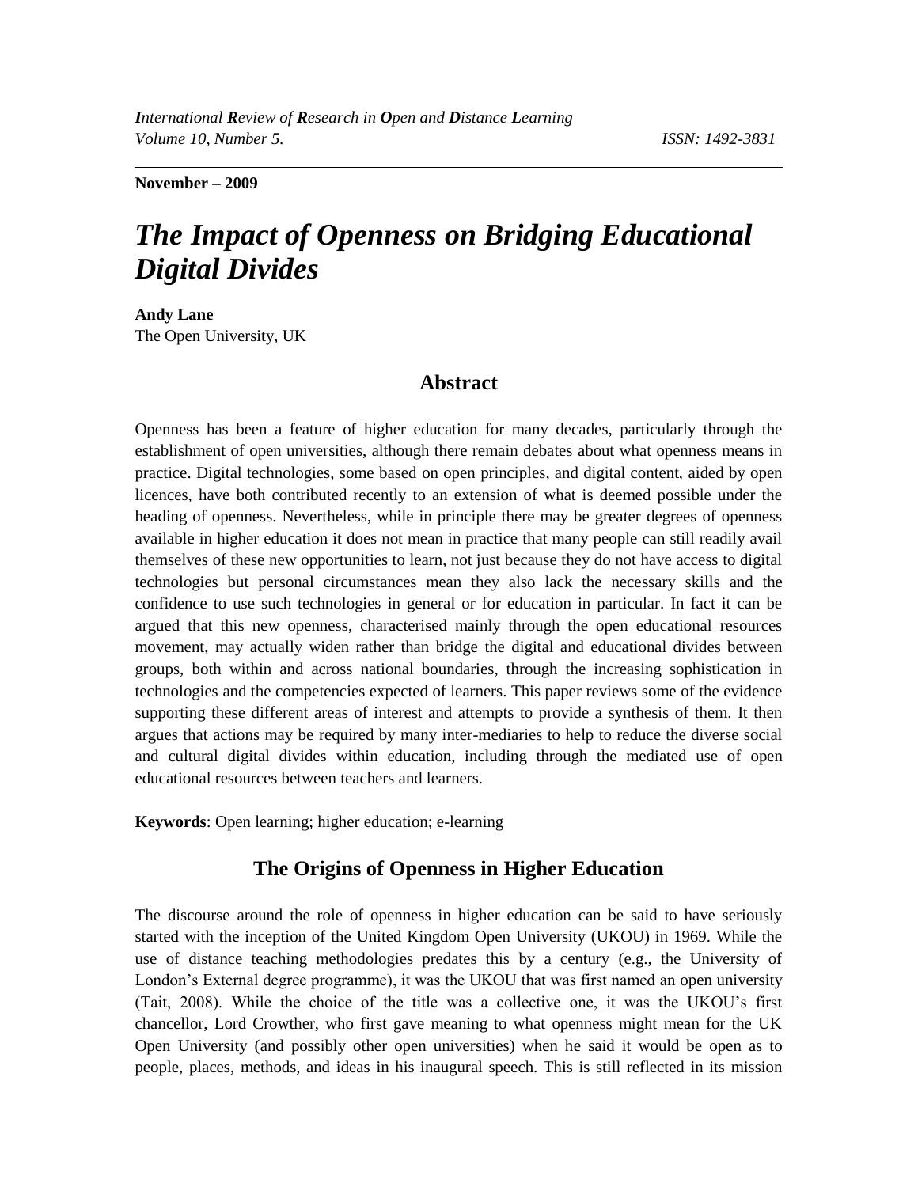**November – 2009**

# *The Impact of Openness on Bridging Educational Digital Divides*

**Andy Lane**
The Open University, UK

## Abstract

Openness has been a feature of higher education for many decades, particularly through the establishment of open universities, although there remain debates about what openness means in practice. Digital technologies, some based on open principles, and digital content, aided by open licences, have both contributed recently to an extension of what is deemed possible under the heading of openness. Nevertheless, while in principle there may be greater degrees of openness available in higher education it does not mean in practice that many people can still readily avail themselves of these new opportunities to learn, not just because they do not have access to digital technologies but personal circumstances mean they also lack the necessary skills and the confidence to use such technologies in general or for education in particular. In fact it can be argued that this new openness, characterised mainly through the open educational resources movement, may actually widen rather than bridge the digital and educational divides between groups, both within and across national boundaries, through the increasing sophistication in technologies and the competencies expected of learners. This paper reviews some of the evidence supporting these different areas of interest and attempts to provide a synthesis of them. It then argues that actions may be required by many inter-mediaries to help to reduce the diverse social and cultural digital divides within education, including through the mediated use of open educational resources between teachers and learners.

**Keywords**: Open learning; higher education; e-learning

## The Origins of Openness in Higher Education

The discourse around the role of openness in higher education can be said to have seriously started with the inception of the United Kingdom Open University (UKOU) in 1969. While the use of distance teaching methodologies predates this by a century (e.g., the University of London's External degree programme), it was the UKOU that was first named an open university (Tait, 2008). While the choice of the title was a collective one, it was the UKOU's first chancellor, Lord Crowther, who first gave meaning to what openness might mean for the UK Open University (and possibly other open universities) when he said it would be open as to people, places, methods, and ideas in his inaugural speech. This is still reflected in its mission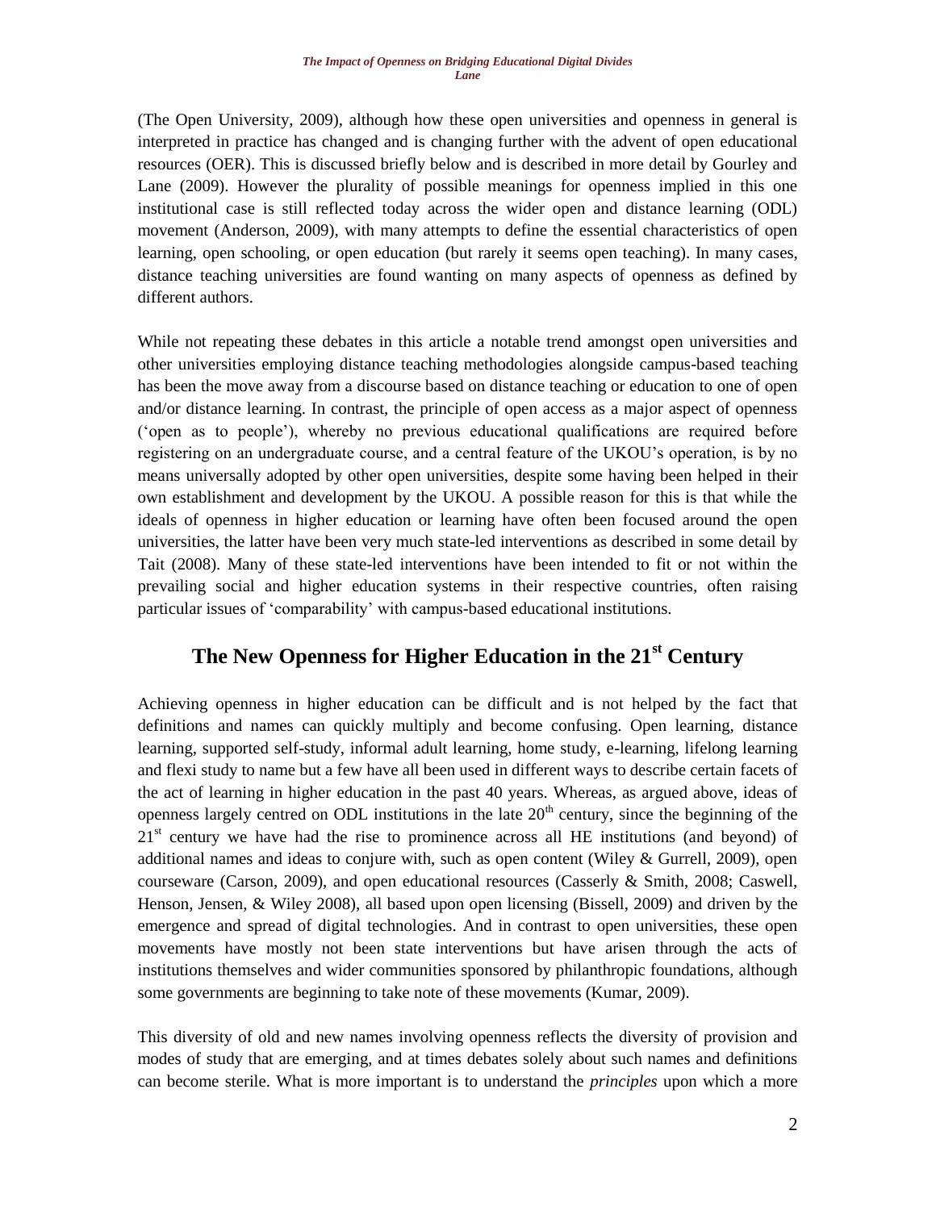(The Open University, 2009), although how these open universities and openness in general is interpreted in practice has changed and is changing further with the advent of open educational resources (OER). This is discussed briefly below and is described in more detail by Gourley and Lane (2009). However the plurality of possible meanings for openness implied in this one institutional case is still reflected today across the wider open and distance learning (ODL) movement (Anderson, 2009), with many attempts to define the essential characteristics of open learning, open schooling, or open education (but rarely it seems open teaching). In many cases, distance teaching universities are found wanting on many aspects of openness as defined by different authors.

While not repeating these debates in this article a notable trend amongst open universities and other universities employing distance teaching methodologies alongside campus-based teaching has been the move away from a discourse based on distance teaching or education to one of open and/or distance learning. In contrast, the principle of open access as a major aspect of openness ('open as to people'), whereby no previous educational qualifications are required before registering on an undergraduate course, and a central feature of the UKOU's operation, is by no means universally adopted by other open universities, despite some having been helped in their own establishment and development by the UKOU. A possible reason for this is that while the ideals of openness in higher education or learning have often been focused around the open universities, the latter have been very much state-led interventions as described in some detail by Tait (2008). Many of these state-led interventions have been intended to fit or not within the prevailing social and higher education systems in their respective countries, often raising particular issues of 'comparability' with campus-based educational institutions.

## The New Openness for Higher Education in the 21st Century

Achieving openness in higher education can be difficult and is not helped by the fact that definitions and names can quickly multiply and become confusing. Open learning, distance learning, supported self-study, informal adult learning, home study, e-learning, lifelong learning and flexi study to name but a few have all been used in different ways to describe certain facets of the act of learning in higher education in the past 40 years. Whereas, as argued above, ideas of openness largely centred on ODL institutions in the late 20th century, since the beginning of the 21st century we have had the rise to prominence across all HE institutions (and beyond) of additional names and ideas to conjure with, such as open content (Wiley & Gurrell, 2009), open courseware (Carson, 2009), and open educational resources (Casserly & Smith, 2008; Caswell, Henson, Jensen, & Wiley 2008), all based upon open licensing (Bissell, 2009) and driven by the emergence and spread of digital technologies. And in contrast to open universities, these open movements have mostly not been state interventions but have arisen through the acts of institutions themselves and wider communities sponsored by philanthropic foundations, although some governments are beginning to take note of these movements (Kumar, 2009).

This diversity of old and new names involving openness reflects the diversity of provision and modes of study that are emerging, and at times debates solely about such names and definitions can become sterile. What is more important is to understand the *principles* upon which a more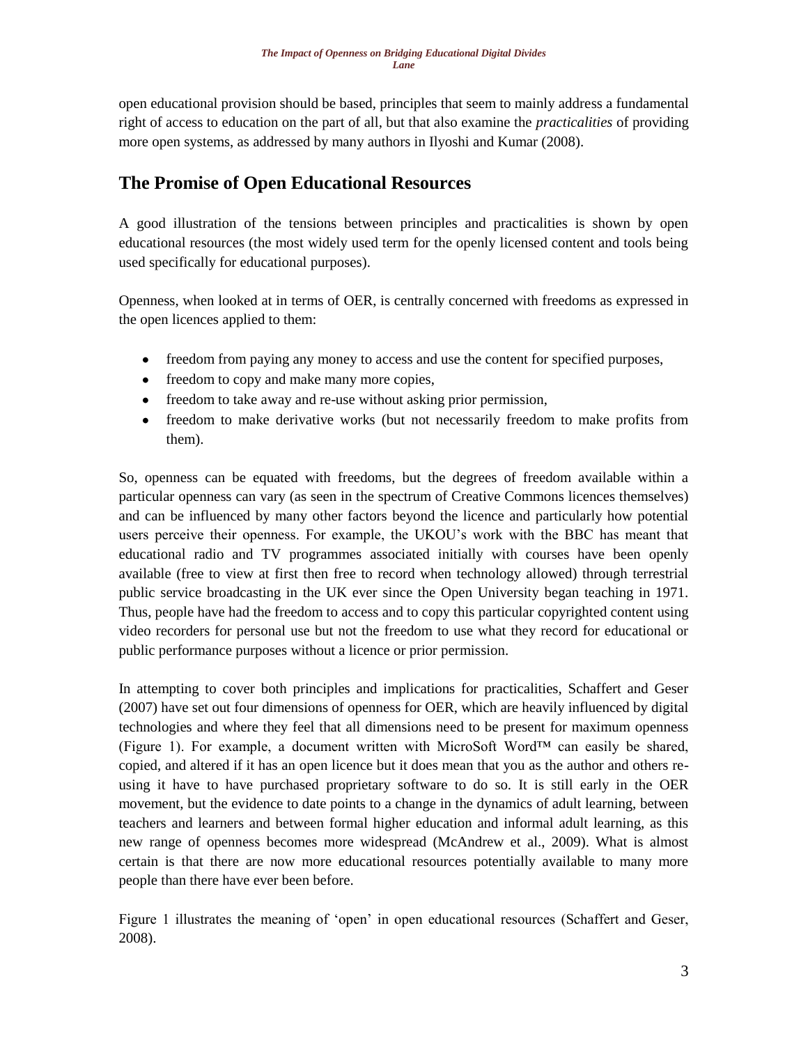open educational provision should be based, principles that seem to mainly address a fundamental right of access to education on the part of all, but that also examine the *practicalities* of providing more open systems, as addressed by many authors in Ilyoshi and Kumar (2008).

## The Promise of Open Educational Resources

A good illustration of the tensions between principles and practicalities is shown by open educational resources (the most widely used term for the openly licensed content and tools being used specifically for educational purposes).

Openness, when looked at in terms of OER, is centrally concerned with freedoms as expressed in the open licences applied to them:

- freedom from paying any money to access and use the content for specified purposes,
- freedom to copy and make many more copies,
- freedom to take away and re-use without asking prior permission,
- freedom to make derivative works (but not necessarily freedom to make profits from them).

So, openness can be equated with freedoms, but the degrees of freedom available within a particular openness can vary (as seen in the spectrum of Creative Commons licences themselves) and can be influenced by many other factors beyond the licence and particularly how potential users perceive their openness. For example, the UKOU's work with the BBC has meant that educational radio and TV programmes associated initially with courses have been openly available (free to view at first then free to record when technology allowed) through terrestrial public service broadcasting in the UK ever since the Open University began teaching in 1971. Thus, people have had the freedom to access and to copy this particular copyrighted content using video recorders for personal use but not the freedom to use what they record for educational or public performance purposes without a licence or prior permission.

In attempting to cover both principles and implications for practicalities, Schaffert and Geser (2007) have set out four dimensions of openness for OER, which are heavily influenced by digital technologies and where they feel that all dimensions need to be present for maximum openness (Figure 1). For example, a document written with MicroSoft Word™ can easily be shared, copied, and altered if it has an open licence but it does mean that you as the author and others re-using it have to have purchased proprietary software to do so. It is still early in the OER movement, but the evidence to date points to a change in the dynamics of adult learning, between teachers and learners and between formal higher education and informal adult learning, as this new range of openness becomes more widespread (McAndrew et al., 2009). What is almost certain is that there are now more educational resources potentially available to many more people than there have ever been before.

Figure 1 illustrates the meaning of 'open' in open educational resources (Schaffert and Geser, 2008).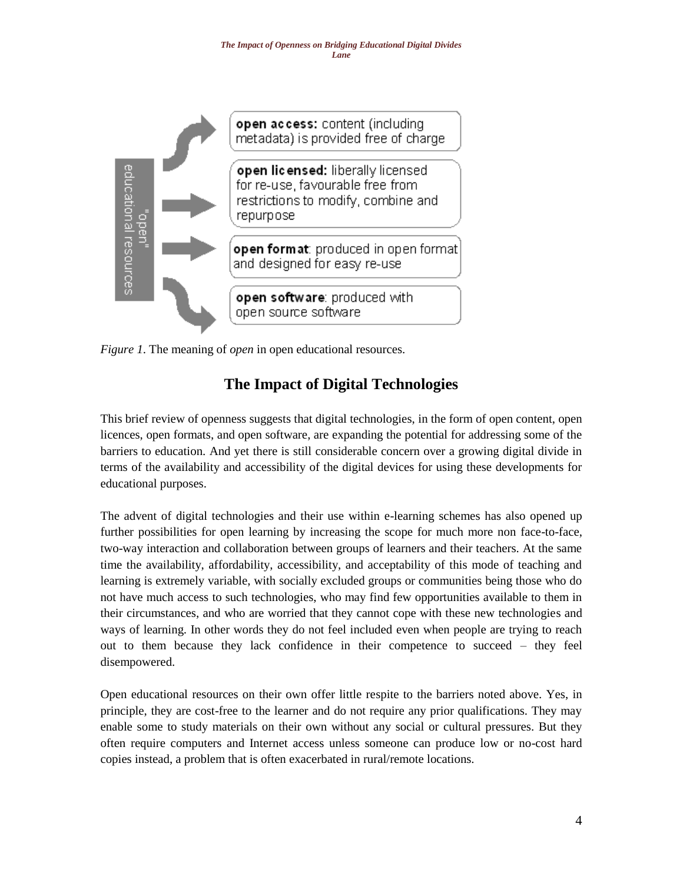"open" educational resources

- **open access:** content (including metadata) is provided free of charge
- **open licensed:** liberally licensed for re-use, favourable free from restrictions to modify, combine and repurpose
- **open format**: produced in open format and designed for easy re-use
- **open software**: produced with open source software

*Figure 1.* The meaning of *open* in open educational resources.

## The Impact of Digital Technologies

This brief review of openness suggests that digital technologies, in the form of open content, open licences, open formats, and open software, are expanding the potential for addressing some of the barriers to education. And yet there is still considerable concern over a growing digital divide in terms of the availability and accessibility of the digital devices for using these developments for educational purposes.

The advent of digital technologies and their use within e-learning schemes has also opened up further possibilities for open learning by increasing the scope for much more non face-to-face, two-way interaction and collaboration between groups of learners and their teachers. At the same time the availability, affordability, accessibility, and acceptability of this mode of teaching and learning is extremely variable, with socially excluded groups or communities being those who do not have much access to such technologies, who may find few opportunities available to them in their circumstances, and who are worried that they cannot cope with these new technologies and ways of learning. In other words they do not feel included even when people are trying to reach out to them because they lack confidence in their competence to succeed – they feel disempowered.

Open educational resources on their own offer little respite to the barriers noted above. Yes, in principle, they are cost-free to the learner and do not require any prior qualifications. They may enable some to study materials on their own without any social or cultural pressures. But they often require computers and Internet access unless someone can produce low or no-cost hard copies instead, a problem that is often exacerbated in rural/remote locations.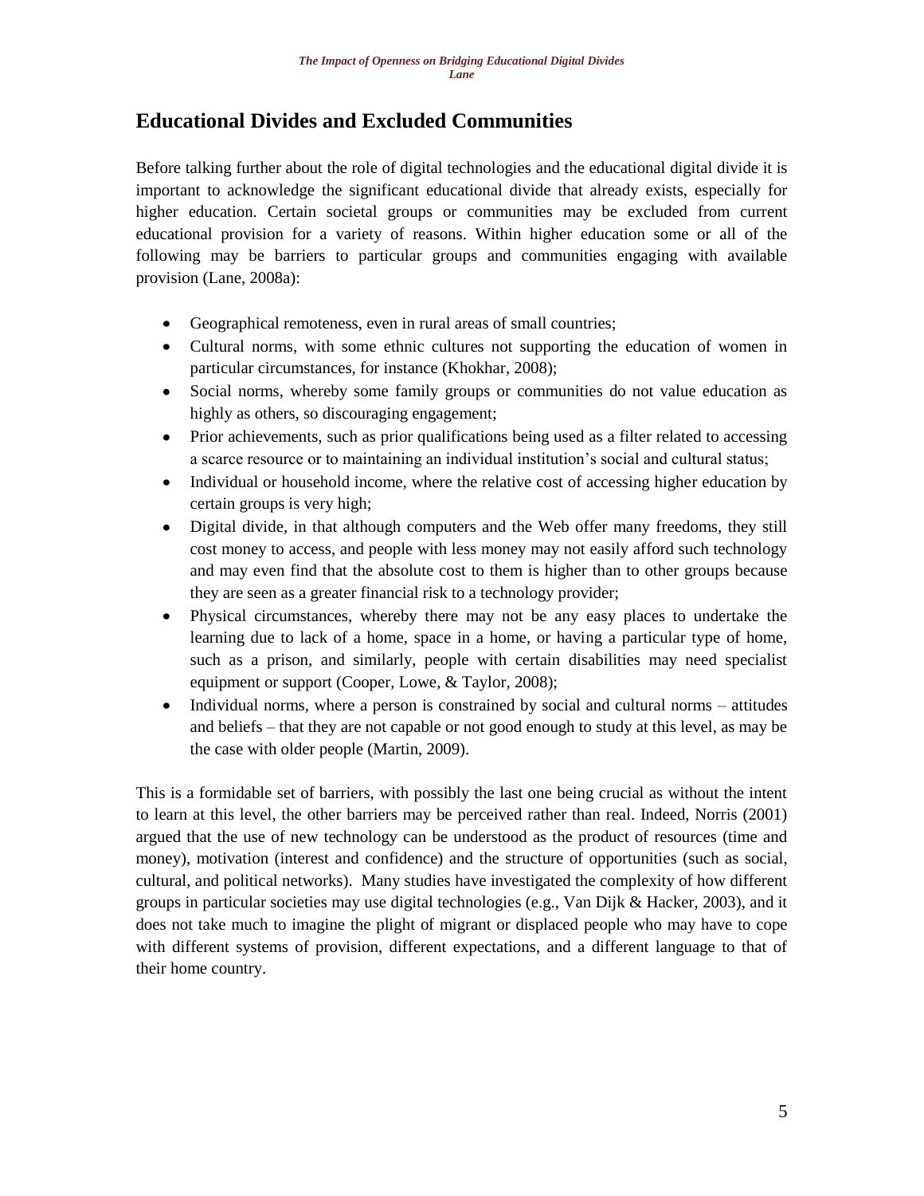## Educational Divides and Excluded Communities

Before talking further about the role of digital technologies and the educational digital divide it is important to acknowledge the significant educational divide that already exists, especially for higher education. Certain societal groups or communities may be excluded from current educational provision for a variety of reasons. Within higher education some or all of the following may be barriers to particular groups and communities engaging with available provision (Lane, 2008a):

- Geographical remoteness, even in rural areas of small countries;
- Cultural norms, with some ethnic cultures not supporting the education of women in particular circumstances, for instance (Khokhar, 2008);
- Social norms, whereby some family groups or communities do not value education as highly as others, so discouraging engagement;
- Prior achievements, such as prior qualifications being used as a filter related to accessing a scarce resource or to maintaining an individual institution's social and cultural status;
- Individual or household income, where the relative cost of accessing higher education by certain groups is very high;
- Digital divide, in that although computers and the Web offer many freedoms, they still cost money to access, and people with less money may not easily afford such technology and may even find that the absolute cost to them is higher than to other groups because they are seen as a greater financial risk to a technology provider;
- Physical circumstances, whereby there may not be any easy places to undertake the learning due to lack of a home, space in a home, or having a particular type of home, such as a prison, and similarly, people with certain disabilities may need specialist equipment or support (Cooper, Lowe, & Taylor, 2008);
- Individual norms, where a person is constrained by social and cultural norms – attitudes and beliefs – that they are not capable or not good enough to study at this level, as may be the case with older people (Martin, 2009).

This is a formidable set of barriers, with possibly the last one being crucial as without the intent to learn at this level, the other barriers may be perceived rather than real. Indeed, Norris (2001) argued that the use of new technology can be understood as the product of resources (time and money), motivation (interest and confidence) and the structure of opportunities (such as social, cultural, and political networks). Many studies have investigated the complexity of how different groups in particular societies may use digital technologies (e.g., Van Dijk & Hacker, 2003), and it does not take much to imagine the plight of migrant or displaced people who may have to cope with different systems of provision, different expectations, and a different language to that of their home country.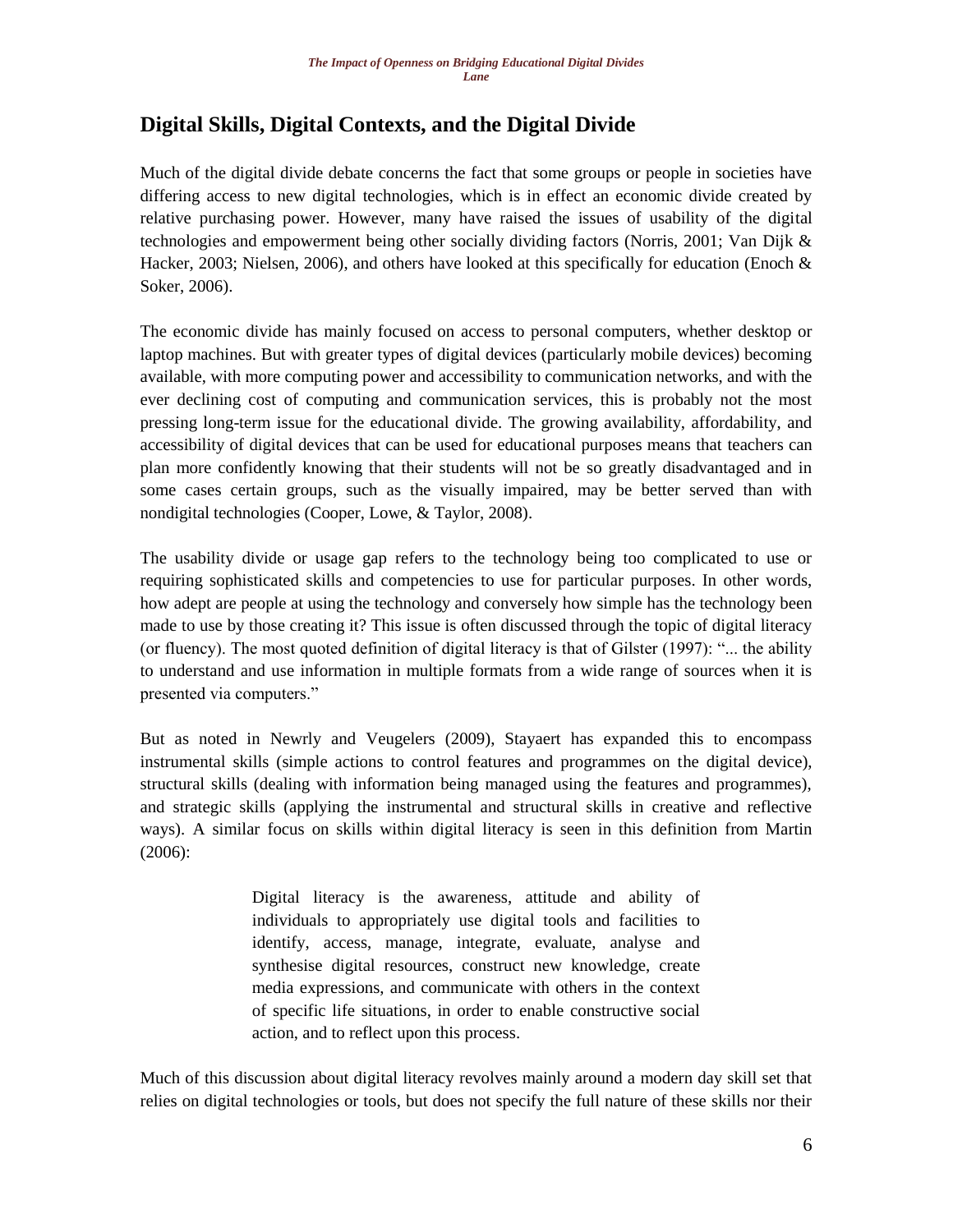## Digital Skills, Digital Contexts, and the Digital Divide

Much of the digital divide debate concerns the fact that some groups or people in societies have differing access to new digital technologies, which is in effect an economic divide created by relative purchasing power. However, many have raised the issues of usability of the digital technologies and empowerment being other socially dividing factors (Norris, 2001; Van Dijk & Hacker, 2003; Nielsen, 2006), and others have looked at this specifically for education (Enoch & Soker, 2006).

The economic divide has mainly focused on access to personal computers, whether desktop or laptop machines. But with greater types of digital devices (particularly mobile devices) becoming available, with more computing power and accessibility to communication networks, and with the ever declining cost of computing and communication services, this is probably not the most pressing long-term issue for the educational divide. The growing availability, affordability, and accessibility of digital devices that can be used for educational purposes means that teachers can plan more confidently knowing that their students will not be so greatly disadvantaged and in some cases certain groups, such as the visually impaired, may be better served than with nondigital technologies (Cooper, Lowe, & Taylor, 2008).

The usability divide or usage gap refers to the technology being too complicated to use or requiring sophisticated skills and competencies to use for particular purposes. In other words, how adept are people at using the technology and conversely how simple has the technology been made to use by those creating it? This issue is often discussed through the topic of digital literacy (or fluency). The most quoted definition of digital literacy is that of Gilster (1997): "... the ability to understand and use information in multiple formats from a wide range of sources when it is presented via computers."

But as noted in Newrly and Veugelers (2009), Stayaert has expanded this to encompass instrumental skills (simple actions to control features and programmes on the digital device), structural skills (dealing with information being managed using the features and programmes), and strategic skills (applying the instrumental and structural skills in creative and reflective ways). A similar focus on skills within digital literacy is seen in this definition from Martin (2006):

> Digital literacy is the awareness, attitude and ability of individuals to appropriately use digital tools and facilities to identify, access, manage, integrate, evaluate, analyse and synthesise digital resources, construct new knowledge, create media expressions, and communicate with others in the context of specific life situations, in order to enable constructive social action, and to reflect upon this process.

Much of this discussion about digital literacy revolves mainly around a modern day skill set that relies on digital technologies or tools, but does not specify the full nature of these skills nor their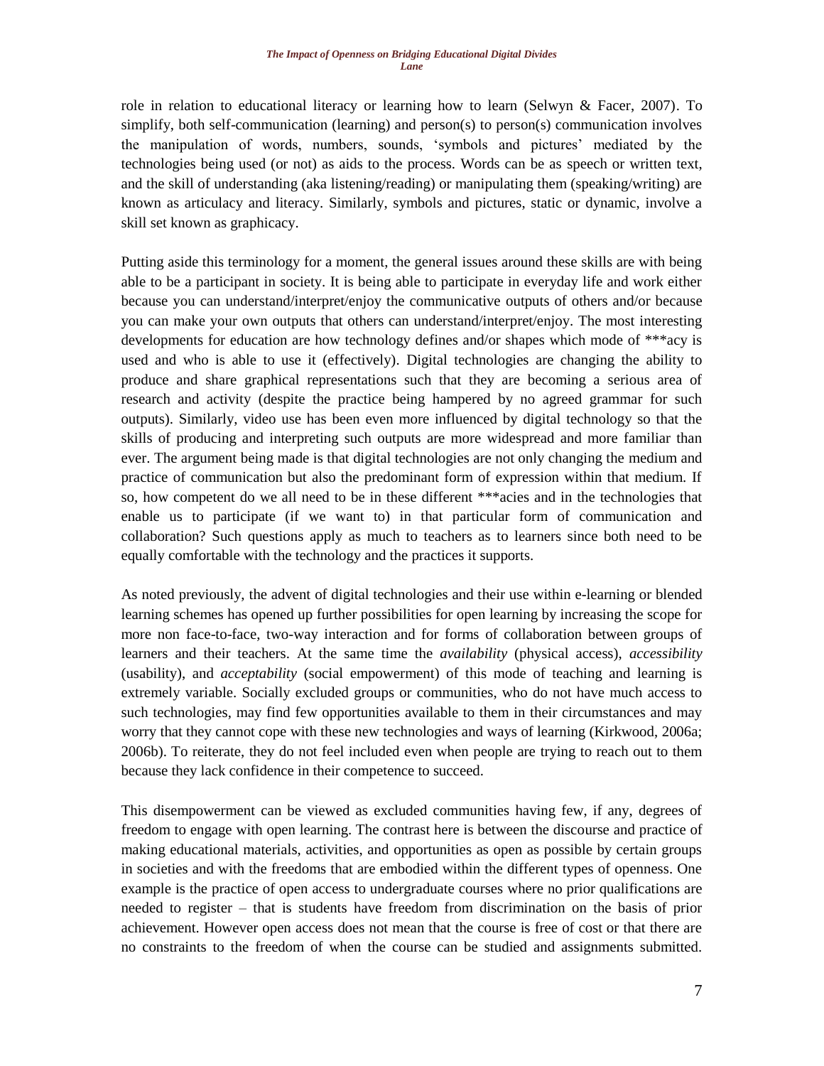role in relation to educational literacy or learning how to learn (Selwyn & Facer, 2007). To simplify, both self-communication (learning) and person(s) to person(s) communication involves the manipulation of words, numbers, sounds, 'symbols and pictures' mediated by the technologies being used (or not) as aids to the process. Words can be as speech or written text, and the skill of understanding (aka listening/reading) or manipulating them (speaking/writing) are known as articulacy and literacy. Similarly, symbols and pictures, static or dynamic, involve a skill set known as graphicacy.

Putting aside this terminology for a moment, the general issues around these skills are with being able to be a participant in society. It is being able to participate in everyday life and work either because you can understand/interpret/enjoy the communicative outputs of others and/or because you can make your own outputs that others can understand/interpret/enjoy. The most interesting developments for education are how technology defines and/or shapes which mode of ***acy is used and who is able to use it (effectively). Digital technologies are changing the ability to produce and share graphical representations such that they are becoming a serious area of research and activity (despite the practice being hampered by no agreed grammar for such outputs). Similarly, video use has been even more influenced by digital technology so that the skills of producing and interpreting such outputs are more widespread and more familiar than ever. The argument being made is that digital technologies are not only changing the medium and practice of communication but also the predominant form of expression within that medium. If so, how competent do we all need to be in these different ***acies and in the technologies that enable us to participate (if we want to) in that particular form of communication and collaboration? Such questions apply as much to teachers as to learners since both need to be equally comfortable with the technology and the practices it supports.

As noted previously, the advent of digital technologies and their use within e-learning or blended learning schemes has opened up further possibilities for open learning by increasing the scope for more non face-to-face, two-way interaction and for forms of collaboration between groups of learners and their teachers. At the same time the *availability* (physical access), *accessibility* (usability), and *acceptability* (social empowerment) of this mode of teaching and learning is extremely variable. Socially excluded groups or communities, who do not have much access to such technologies, may find few opportunities available to them in their circumstances and may worry that they cannot cope with these new technologies and ways of learning (Kirkwood, 2006a; 2006b). To reiterate, they do not feel included even when people are trying to reach out to them because they lack confidence in their competence to succeed.

This disempowerment can be viewed as excluded communities having few, if any, degrees of freedom to engage with open learning. The contrast here is between the discourse and practice of making educational materials, activities, and opportunities as open as possible by certain groups in societies and with the freedoms that are embodied within the different types of openness. One example is the practice of open access to undergraduate courses where no prior qualifications are needed to register – that is students have freedom from discrimination on the basis of prior achievement. However open access does not mean that the course is free of cost or that there are no constraints to the freedom of when the course can be studied and assignments submitted.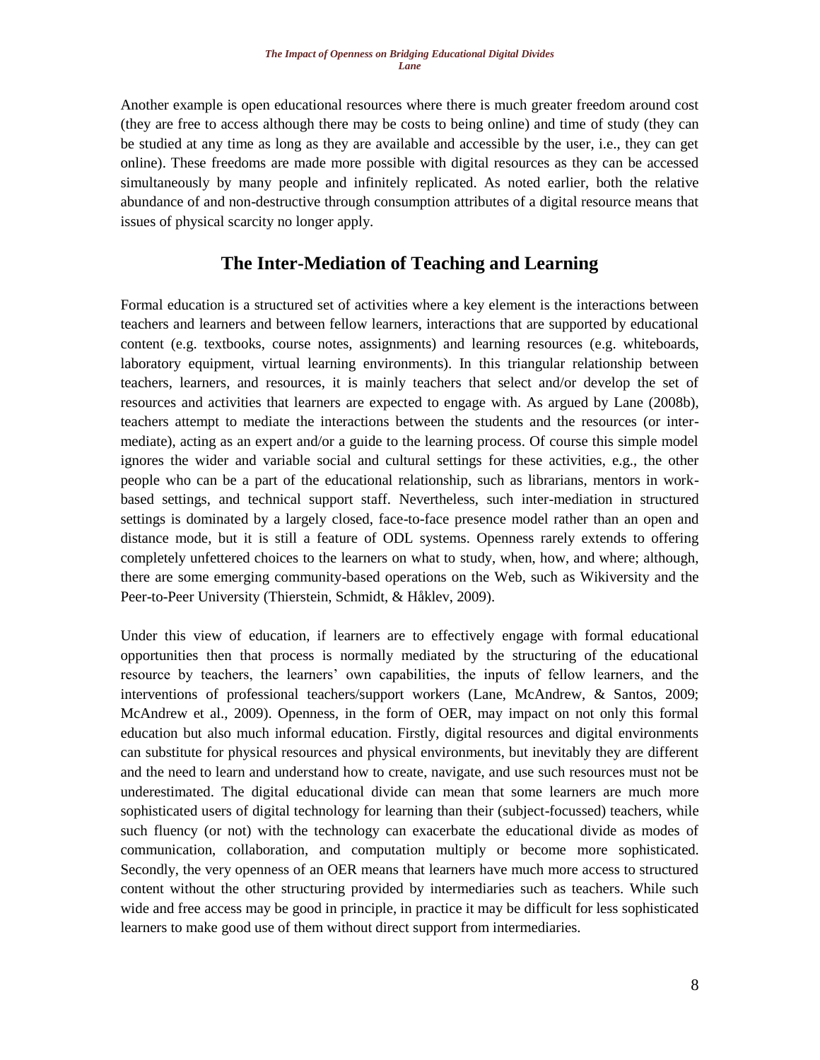Another example is open educational resources where there is much greater freedom around cost (they are free to access although there may be costs to being online) and time of study (they can be studied at any time as long as they are available and accessible by the user, i.e., they can get online). These freedoms are made more possible with digital resources as they can be accessed simultaneously by many people and infinitely replicated. As noted earlier, both the relative abundance of and non-destructive through consumption attributes of a digital resource means that issues of physical scarcity no longer apply.

## The Inter-Mediation of Teaching and Learning

Formal education is a structured set of activities where a key element is the interactions between teachers and learners and between fellow learners, interactions that are supported by educational content (e.g. textbooks, course notes, assignments) and learning resources (e.g. whiteboards, laboratory equipment, virtual learning environments). In this triangular relationship between teachers, learners, and resources, it is mainly teachers that select and/or develop the set of resources and activities that learners are expected to engage with. As argued by Lane (2008b), teachers attempt to mediate the interactions between the students and the resources (or inter-mediate), acting as an expert and/or a guide to the learning process. Of course this simple model ignores the wider and variable social and cultural settings for these activities, e.g., the other people who can be a part of the educational relationship, such as librarians, mentors in work-based settings, and technical support staff. Nevertheless, such inter-mediation in structured settings is dominated by a largely closed, face-to-face presence model rather than an open and distance mode, but it is still a feature of ODL systems. Openness rarely extends to offering completely unfettered choices to the learners on what to study, when, how, and where; although, there are some emerging community-based operations on the Web, such as Wikiversity and the Peer-to-Peer University (Thierstein, Schmidt, & Håklev, 2009).

Under this view of education, if learners are to effectively engage with formal educational opportunities then that process is normally mediated by the structuring of the educational resource by teachers, the learners' own capabilities, the inputs of fellow learners, and the interventions of professional teachers/support workers (Lane, McAndrew, & Santos, 2009; McAndrew et al., 2009). Openness, in the form of OER, may impact on not only this formal education but also much informal education. Firstly, digital resources and digital environments can substitute for physical resources and physical environments, but inevitably they are different and the need to learn and understand how to create, navigate, and use such resources must not be underestimated. The digital educational divide can mean that some learners are much more sophisticated users of digital technology for learning than their (subject-focussed) teachers, while such fluency (or not) with the technology can exacerbate the educational divide as modes of communication, collaboration, and computation multiply or become more sophisticated. Secondly, the very openness of an OER means that learners have much more access to structured content without the other structuring provided by intermediaries such as teachers. While such wide and free access may be good in principle, in practice it may be difficult for less sophisticated learners to make good use of them without direct support from intermediaries.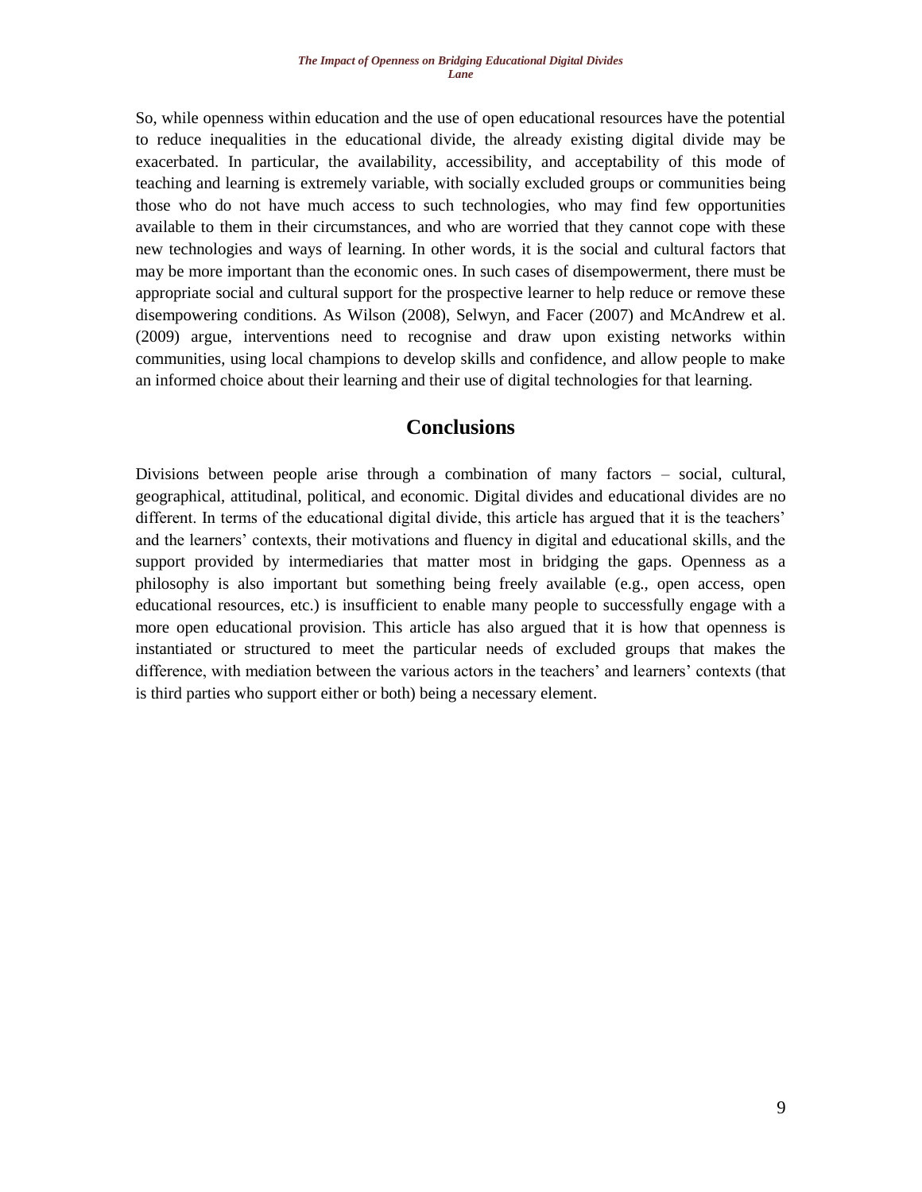So, while openness within education and the use of open educational resources have the potential to reduce inequalities in the educational divide, the already existing digital divide may be exacerbated. In particular, the availability, accessibility, and acceptability of this mode of teaching and learning is extremely variable, with socially excluded groups or communities being those who do not have much access to such technologies, who may find few opportunities available to them in their circumstances, and who are worried that they cannot cope with these new technologies and ways of learning. In other words, it is the social and cultural factors that may be more important than the economic ones. In such cases of disempowerment, there must be appropriate social and cultural support for the prospective learner to help reduce or remove these disempowering conditions. As Wilson (2008), Selwyn, and Facer (2007) and McAndrew et al. (2009) argue, interventions need to recognise and draw upon existing networks within communities, using local champions to develop skills and confidence, and allow people to make an informed choice about their learning and their use of digital technologies for that learning.

## Conclusions

Divisions between people arise through a combination of many factors – social, cultural, geographical, attitudinal, political, and economic. Digital divides and educational divides are no different. In terms of the educational digital divide, this article has argued that it is the teachers' and the learners' contexts, their motivations and fluency in digital and educational skills, and the support provided by intermediaries that matter most in bridging the gaps. Openness as a philosophy is also important but something being freely available (e.g., open access, open educational resources, etc.) is insufficient to enable many people to successfully engage with a more open educational provision. This article has also argued that it is how that openness is instantiated or structured to meet the particular needs of excluded groups that makes the difference, with mediation between the various actors in the teachers' and learners' contexts (that is third parties who support either or both) being a necessary element.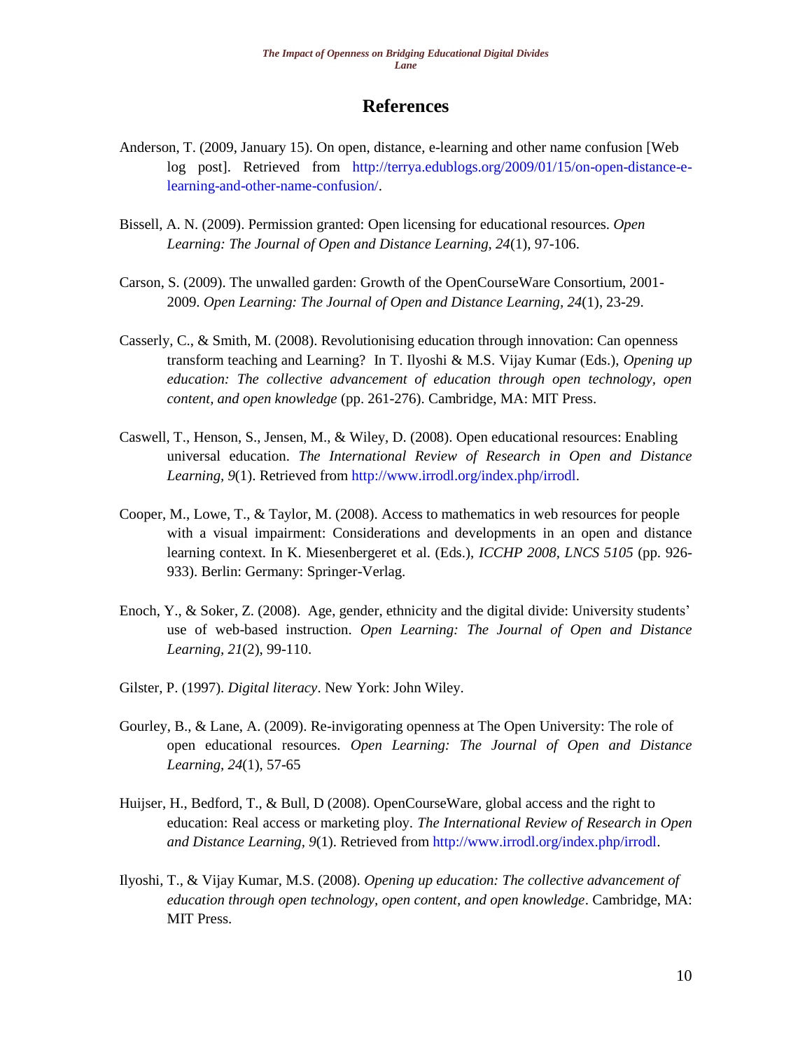# References

Anderson, T. (2009, January 15). On open, distance, e-learning and other name confusion [Web log post]. Retrieved from http://terrya.edublogs.org/2009/01/15/on-open-distance-e-learning-and-other-name-confusion/.

Bissell, A. N. (2009). Permission granted: Open licensing for educational resources. *Open Learning: The Journal of Open and Distance Learning, 24*(1), 97-106.

Carson, S. (2009). The unwalled garden: Growth of the OpenCourseWare Consortium, 2001-2009. *Open Learning: The Journal of Open and Distance Learning, 24*(1), 23-29.

Casserly, C., & Smith, M. (2008). Revolutionising education through innovation: Can openness transform teaching and Learning? In T. Ilyoshi & M.S. Vijay Kumar (Eds.), *Opening up education: The collective advancement of education through open technology, open content, and open knowledge* (pp. 261-276). Cambridge, MA: MIT Press.

Caswell, T., Henson, S., Jensen, M., & Wiley, D. (2008). Open educational resources: Enabling universal education. *The International Review of Research in Open and Distance Learning, 9*(1). Retrieved from http://www.irrodl.org/index.php/irrodl.

Cooper, M., Lowe, T., & Taylor, M. (2008). Access to mathematics in web resources for people with a visual impairment: Considerations and developments in an open and distance learning context. In K. Miesenbergeret et al. (Eds.), *ICCHP 2008, LNCS 5105* (pp. 926-933). Berlin: Germany: Springer-Verlag.

Enoch, Y., & Soker, Z. (2008). Age, gender, ethnicity and the digital divide: University students' use of web-based instruction. *Open Learning: The Journal of Open and Distance Learning, 21*(2), 99-110.

Gilster, P. (1997). *Digital literacy*. New York: John Wiley.

Gourley, B., & Lane, A. (2009). Re-invigorating openness at The Open University: The role of open educational resources. *Open Learning: The Journal of Open and Distance Learning, 24*(1), 57-65

Huijser, H., Bedford, T., & Bull, D (2008). OpenCourseWare, global access and the right to education: Real access or marketing ploy. *The International Review of Research in Open and Distance Learning, 9*(1). Retrieved from http://www.irrodl.org/index.php/irrodl.

Ilyoshi, T., & Vijay Kumar, M.S. (2008). *Opening up education: The collective advancement of education through open technology, open content, and open knowledge*. Cambridge, MA: MIT Press.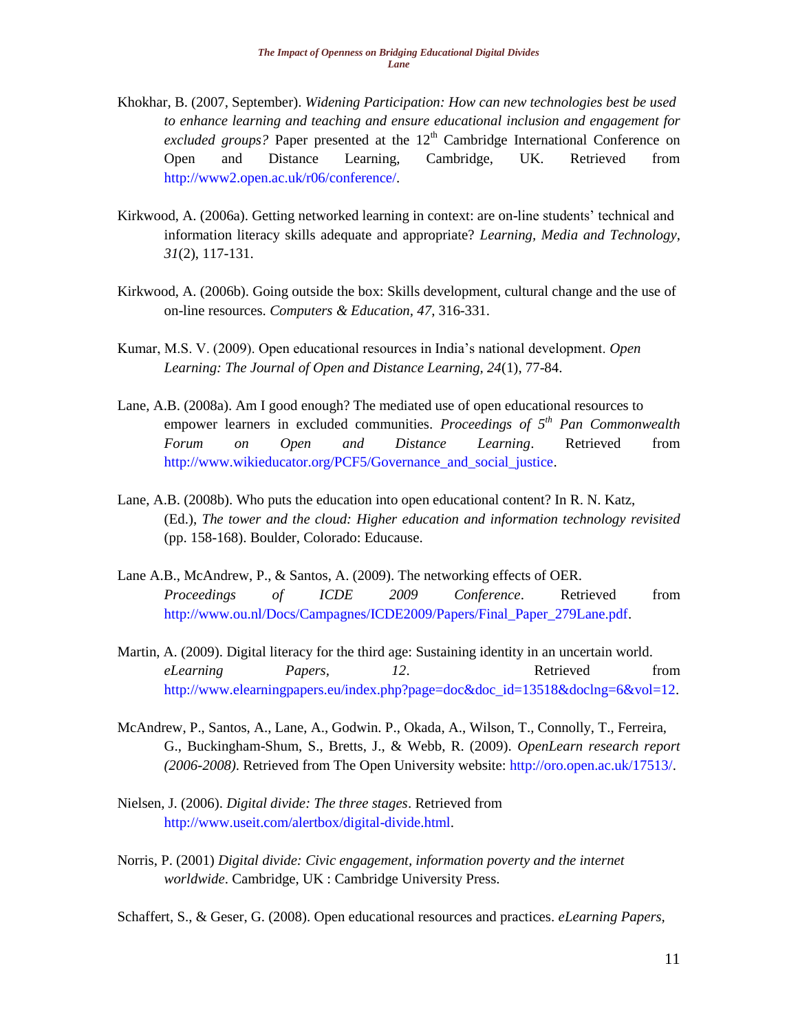Khokhar, B. (2007, September). *Widening Participation: How can new technologies best be used to enhance learning and teaching and ensure educational inclusion and engagement for excluded groups?* Paper presented at the 12th Cambridge International Conference on Open and Distance Learning, Cambridge, UK. Retrieved from http://www2.open.ac.uk/r06/conference/.

Kirkwood, A. (2006a). Getting networked learning in context: are on-line students' technical and information literacy skills adequate and appropriate? *Learning, Media and Technology*, *31*(2), 117-131.

Kirkwood, A. (2006b). Going outside the box: Skills development, cultural change and the use of on-line resources. *Computers & Education*, *47*, 316-331.

Kumar, M.S. V. (2009). Open educational resources in India's national development. *Open Learning: The Journal of Open and Distance Learning*, *24*(1), 77-84.

Lane, A.B. (2008a). Am I good enough? The mediated use of open educational resources to empower learners in excluded communities. *Proceedings of 5th Pan Commonwealth Forum on Open and Distance Learning*. Retrieved from http://www.wikieducator.org/PCF5/Governance_and_social_justice.

Lane, A.B. (2008b). Who puts the education into open educational content? In R. N. Katz, (Ed.), *The tower and the cloud: Higher education and information technology revisited* (pp. 158-168). Boulder, Colorado: Educause.

Lane A.B., McAndrew, P., & Santos, A. (2009). The networking effects of OER. *Proceedings of ICDE 2009 Conference*. Retrieved from http://www.ou.nl/Docs/Campagnes/ICDE2009/Papers/Final_Paper_279Lane.pdf.

Martin, A. (2009). Digital literacy for the third age: Sustaining identity in an uncertain world. *eLearning Papers, 12*. Retrieved from http://www.elearningpapers.eu/index.php?page=doc&doc_id=13518&doclng=6&vol=12.

McAndrew, P., Santos, A., Lane, A., Godwin. P., Okada, A., Wilson, T., Connolly, T., Ferreira, G., Buckingham-Shum, S., Bretts, J., & Webb, R. (2009). *OpenLearn research report (2006-2008)*. Retrieved from The Open University website: http://oro.open.ac.uk/17513/.

Nielsen, J. (2006). *Digital divide: The three stages*. Retrieved from http://www.useit.com/alertbox/digital-divide.html.

Norris, P. (2001) *Digital divide: Civic engagement, information poverty and the internet worldwide*. Cambridge, UK : Cambridge University Press.

Schaffert, S., & Geser, G. (2008). Open educational resources and practices. *eLearning Papers,*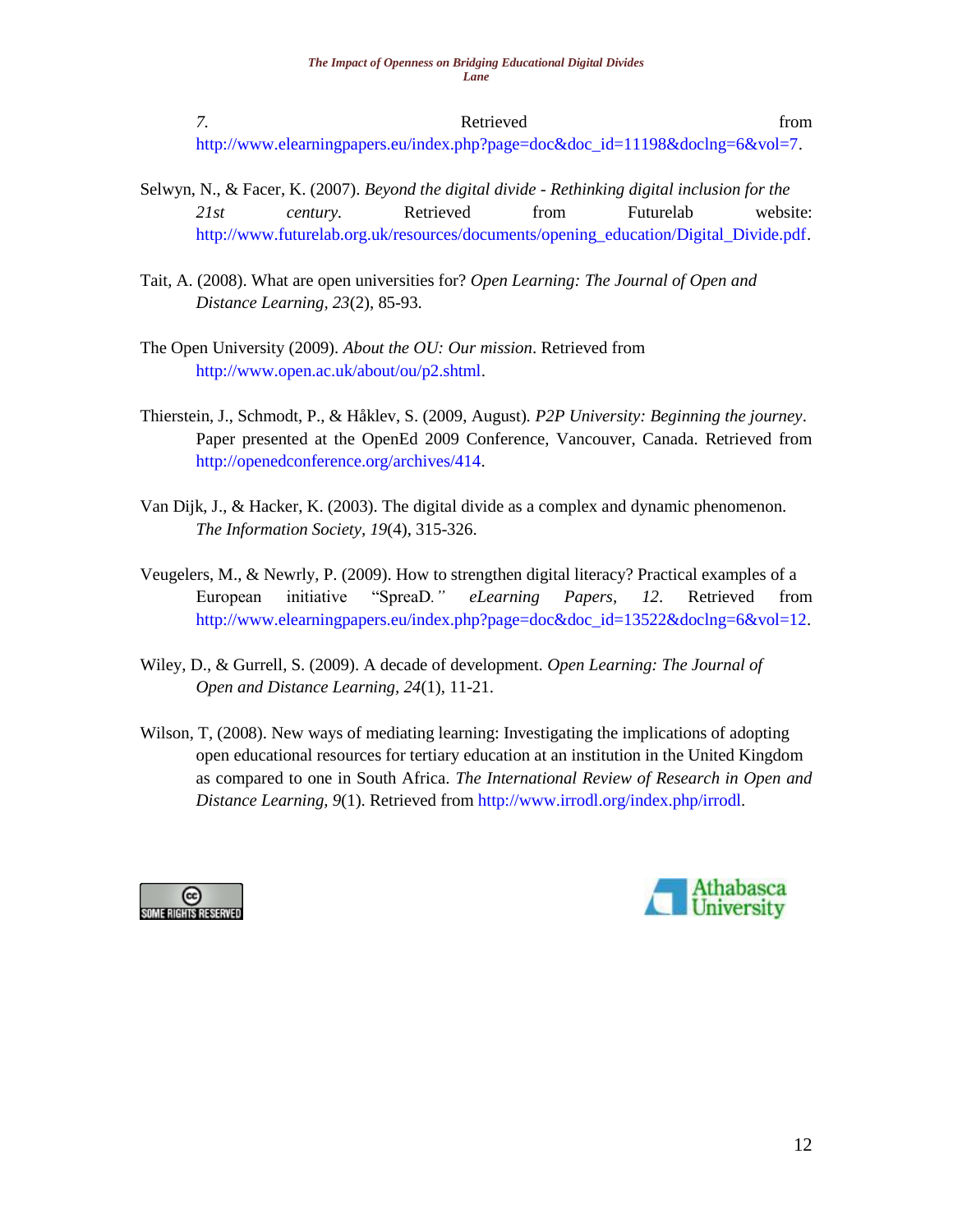*7*. Retrieved from http://www.elearningpapers.eu/index.php?page=doc&doc_id=11198&doclng=6&vol=7.

Selwyn, N., & Facer, K. (2007). *Beyond the digital divide - Rethinking digital inclusion for the 21st century.* Retrieved from Futurelab website: http://www.futurelab.org.uk/resources/documents/opening_education/Digital_Divide.pdf.

Tait, A. (2008). What are open universities for? *Open Learning: The Journal of Open and Distance Learning, 23*(2), 85-93.

The Open University (2009). *About the OU: Our mission*. Retrieved from http://www.open.ac.uk/about/ou/p2.shtml.

Thierstein, J., Schmodt, P., & Håklev, S. (2009, August). *P2P University: Beginning the journey*. Paper presented at the OpenEd 2009 Conference, Vancouver, Canada. Retrieved from http://openedconference.org/archives/414.

Van Dijk, J., & Hacker, K. (2003). The digital divide as a complex and dynamic phenomenon. *The Information Society, 19*(4), 315-326.

Veugelers, M., & Newrly, P. (2009). How to strengthen digital literacy? Practical examples of a European initiative "SpreaD*." eLearning Papers, 12*. Retrieved from http://www.elearningpapers.eu/index.php?page=doc&doc_id=13522&doclng=6&vol=12.

Wiley, D., & Gurrell, S. (2009). A decade of development. *Open Learning: The Journal of Open and Distance Learning, 24*(1), 11-21.

Wilson, T, (2008). New ways of mediating learning: Investigating the implications of adopting open educational resources for tertiary education at an institution in the United Kingdom as compared to one in South Africa. *The International Review of Research in Open and Distance Learning, 9*(1). Retrieved from http://www.irrodl.org/index.php/irrodl.